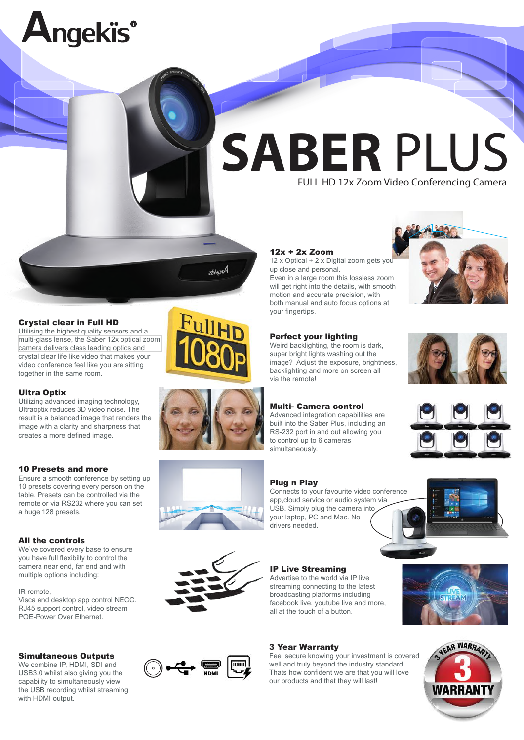# Angekis

# SABER PLUS

FULL HD 12x Zoom Video Conferencing Camera

### Crystal clear in Full HD

Utilising the highest quality sensors and a multi-glass lense, the Saber 12x optical zoom camera delivers class leading optics and crystal clear life like video that makes your video conference feel like you are sitting together in the same room.

### Ultra Optix

Utilizing advanced imaging technology, Ultraoptix reduces 3D video noise. The result is a balanced image that renders the image with a clarity and sharpness that creates a more defined image.

### 10 Presets and more

Ensure a smooth conference by setting up 10 presets covering every person on the table. Presets can be controlled via the remote or via RS232 where you can set a huge 128 presets.

### All the controls

We've covered every base to ensure you have full flexibilty to control the camera near end, far end and with multiple options including:

IR remote,
Visca and desktop app control NECC.
RJ45 support control, video stream
POE-Power Over Ethernet.

### Simultaneous Outputs

We combine IP, HDMI, SDI and USB3.0 whilst also giving you the capability to simultaneously view the USB recording whilst streaming with HDMI output.

### 12x + 2x Zoom

12 x Optical + 2 x Digital zoom gets you up close and personal.
Even in a large room this lossless zoom will get right into the details, with smooth motion and accurate precision, with both manual and auto focus options at your fingertips.

### Perfect your lighting

Weird backlighting, the room is dark, super bright lights washing out the image? Adjust the exposure, brightness, backlighting and more on screen all via the remote!

### Multi- Camera control

Advanced integration capabilities are built into the Saber Plus, including an RS-232 port in and out allowing you to control up to 6 cameras simultaneously.

### Plug n Play

Connects to your favourite video conference app,cloud service or audio system via USB. Simply plug the camera into your laptop, PC and Mac. No drivers needed.

### IP Live Streaming

Advertise to the world via IP live streaming connecting to the latest broadcasting platforms including facebook live, youtube live and more, all at the touch of a button.

### 3 Year Warranty

Feel secure knowing your investment is covered well and truly beyond the industry standard. Thats how confident we are that you will love our products and that they will last!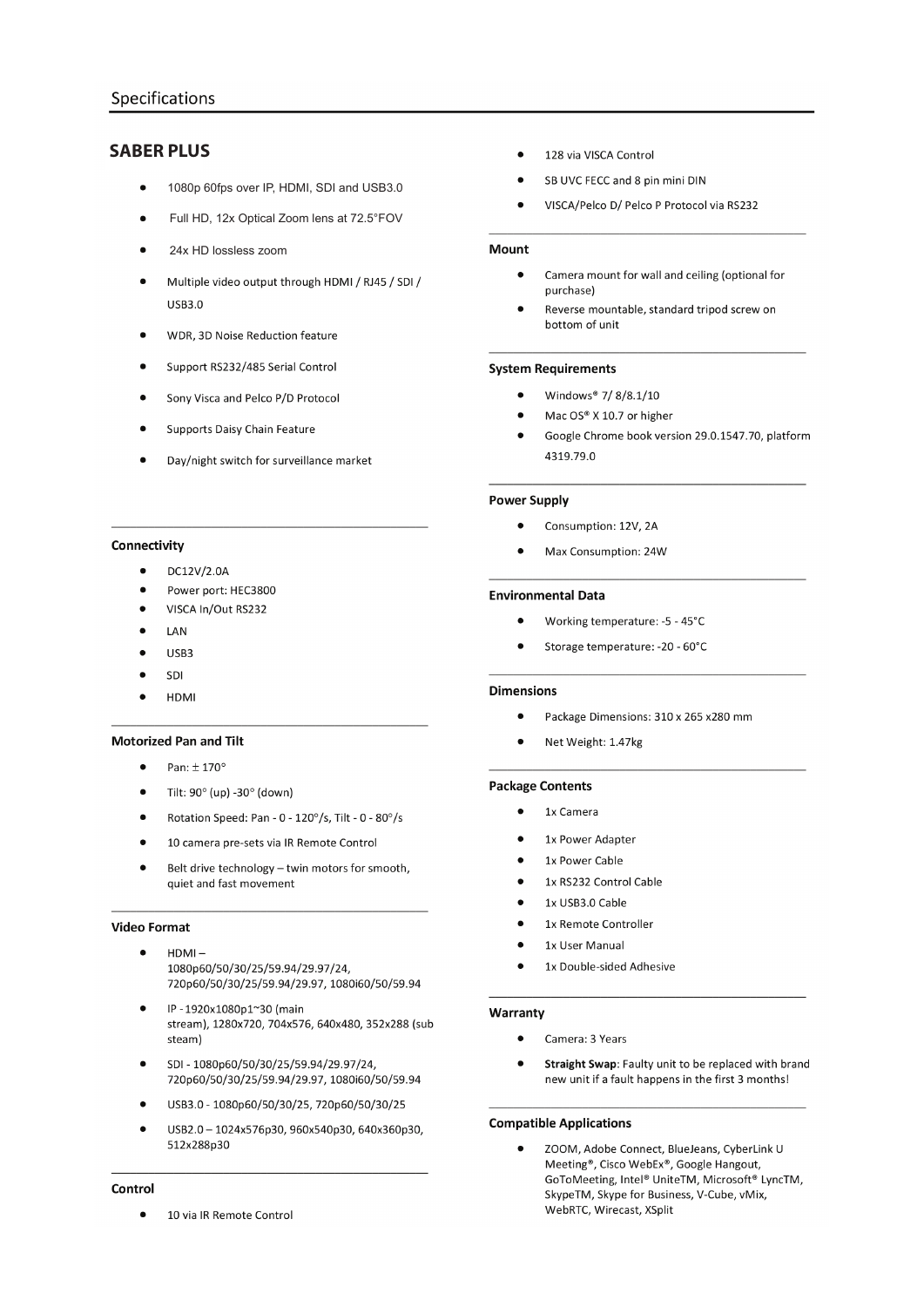# Specifications

## SABER PLUS

- 1080p 60fps over IP, HDMI, SDI and USB3.0
- Full HD, 12x Optical Zoom lens at 72.5°FOV
- 24x HD lossless zoom
- Multiple video output through HDMI / RJ45 / SDI / USB3.0
- WDR, 3D Noise Reduction feature
- Support RS232/485 Serial Control
- Sony Visca and Pelco P/D Protocol
- Supports Daisy Chain Feature
- Day/night switch for surveillance market

### Connectivity

- DC12V/2.0A
- Power port: HEC3800
- VISCA In/Out RS232
- LAN
- USB3
- SDI
- HDMI

### Motorized Pan and Tilt

- Pan: ± 170°
- Tilt: 90° (up) -30° (down)
- Rotation Speed: Pan - 0 - 120°/s, Tilt - 0 - 80°/s
- 10 camera pre-sets via IR Remote Control
- Belt drive technology – twin motors for smooth, quiet and fast movement

### Video Format

- HDMI – 1080p60/50/30/25/59.94/29.97/24, 720p60/50/30/25/59.94/29.97, 1080i60/50/59.94
- IP - 1920x1080p1~30 (main stream), 1280x720, 704x576, 640x480, 352x288 (sub steam)
- SDI - 1080p60/50/30/25/59.94/29.97/24, 720p60/50/30/25/59.94/29.97, 1080i60/50/59.94
- USB3.0 - 1080p60/50/30/25, 720p60/50/30/25
- USB2.0 – 1024x576p30, 960x540p30, 640x360p30, 512x288p30

### Control

- 10 via IR Remote Control
- 128 via VISCA Control
- SB UVC FECC and 8 pin mini DIN
- VISCA/Pelco D/ Pelco P Protocol via RS232

### Mount

- Camera mount for wall and ceiling (optional for purchase)
- Reverse mountable, standard tripod screw on bottom of unit

### System Requirements

- Windows® 7/ 8/8.1/10
- Mac OS® X 10.7 or higher
- Google Chrome book version 29.0.1547.70, platform 4319.79.0

### Power Supply

- Consumption: 12V, 2A
- Max Consumption: 24W

### Environmental Data

- Working temperature: -5 - 45°C
- Storage temperature: -20 - 60°C

### Dimensions

- Package Dimensions: 310 x 265 x280 mm
- Net Weight: 1.47kg

### Package Contents

- 1x Camera
- 1x Power Adapter
- 1x Power Cable
- 1x RS232 Control Cable
- 1x USB3.0 Cable
- 1x Remote Controller
- 1x User Manual
- 1x Double-sided Adhesive

### Warranty

- Camera: 3 Years
- **Straight Swap**: Faulty unit to be replaced with brand new unit if a fault happens in the first 3 months!

### Compatible Applications

- ZOOM, Adobe Connect, BlueJeans, CyberLink U Meeting®, Cisco WebEx®, Google Hangout, GoToMeeting, Intel® UniteTM, Microsoft® LyncTM, SkypeTM, Skype for Business, V-Cube, vMix, WebRTC, Wirecast, XSplit